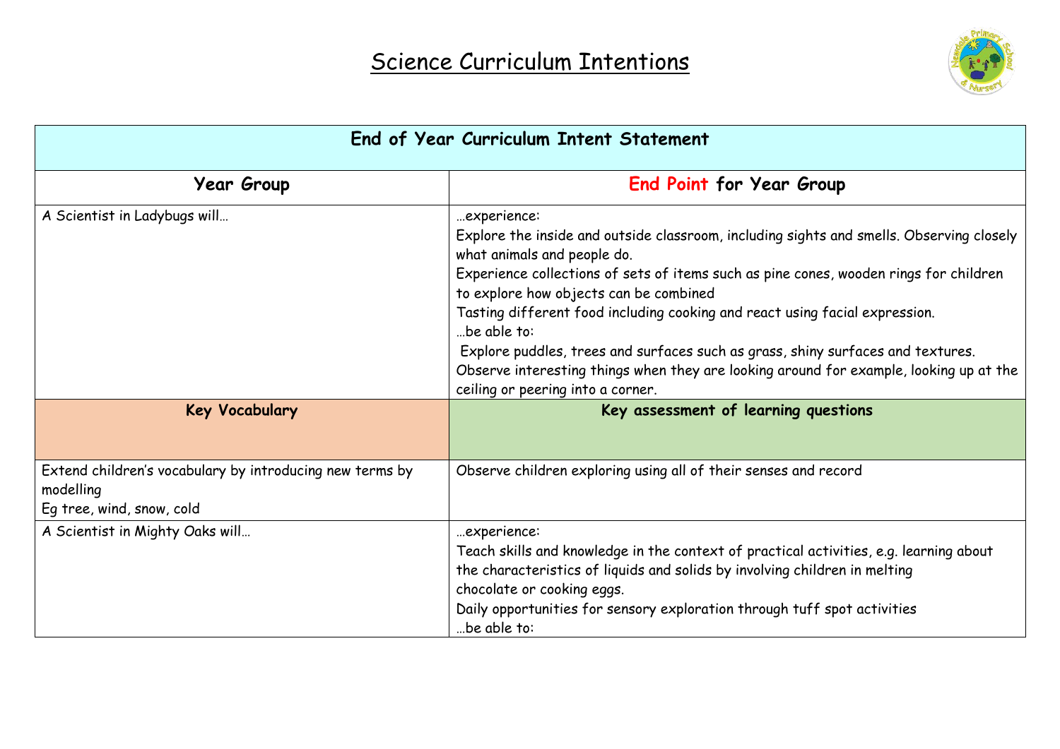# Science Curriculum Intentions

| End of Year Curriculum Intent Statement | |
|---|---|
| **Year Group** | **End Point for Year Group** |
| A Scientist in Ladybugs will… | …experience:<br>Explore the inside and outside classroom, including sights and smells. Observing closely what animals and people do.<br>Experience collections of sets of items such as pine cones, wooden rings for children to explore how objects can be combined<br>Tasting different food including cooking and react using facial expression.<br>…be able to:<br>Explore puddles, trees and surfaces such as grass, shiny surfaces and textures.<br>Observe interesting things when they are looking around for example, looking up at the ceiling or peering into a corner. |
| **Key Vocabulary** | **Key assessment of learning questions** |
| Extend children's vocabulary by introducing new terms by modelling<br>Eg tree, wind, snow, cold | Observe children exploring using all of their senses and record |
| A Scientist in Mighty Oaks will… | …experience:<br>Teach skills and knowledge in the context of practical activities, e.g. learning about the characteristics of liquids and solids by involving children in melting chocolate or cooking eggs.<br>Daily opportunities for sensory exploration through tuff spot activities<br>…be able to: |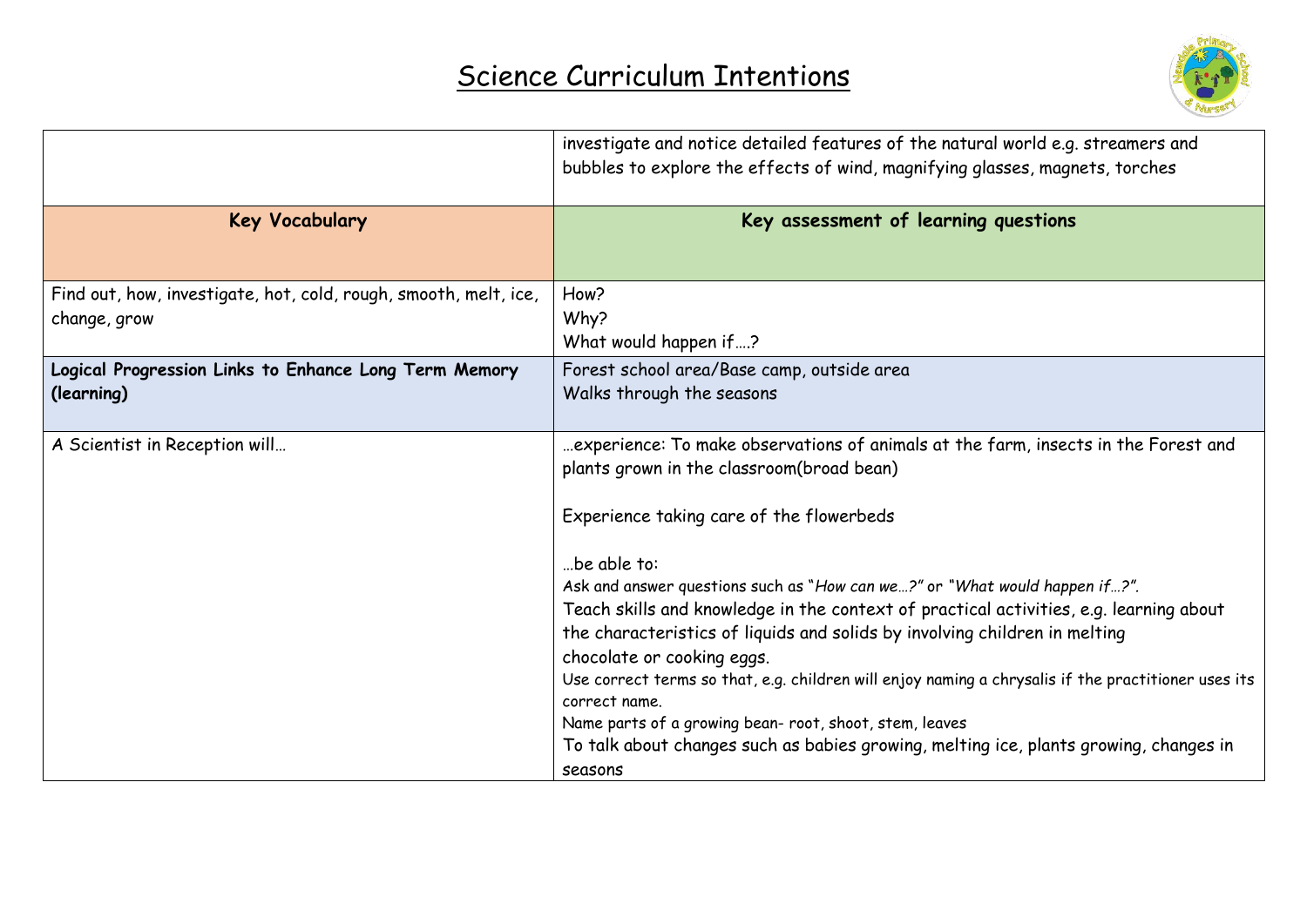# Science Curriculum Intentions

| | |
|---|---|
| | investigate and notice detailed features of the natural world e.g. streamers and bubbles to explore the effects of wind, magnifying glasses, magnets, torches |
| **Key Vocabulary** | **Key assessment of learning questions** |
| Find out, how, investigate, hot, cold, rough, smooth, melt, ice, change, grow | How?<br>Why?<br>What would happen if….? |
| **Logical Progression Links to Enhance Long Term Memory (learning)** | Forest school area/Base camp, outside area<br>Walks through the seasons |
| A Scientist in Reception will… | …experience: To make observations of animals at the farm, insects in the Forest and plants grown in the classroom(broad bean)<br><br>Experience taking care of the flowerbeds<br><br>…be able to:<br>Ask and answer questions such as "*How can we…?*" or "*What would happen if…?*".<br>Teach skills and knowledge in the context of practical activities, e.g. learning about the characteristics of liquids and solids by involving children in melting chocolate or cooking eggs.<br>Use correct terms so that, e.g. children will enjoy naming a chrysalis if the practitioner uses its correct name.<br>Name parts of a growing bean- root, shoot, stem, leaves<br>To talk about changes such as babies growing, melting ice, plants growing, changes in seasons |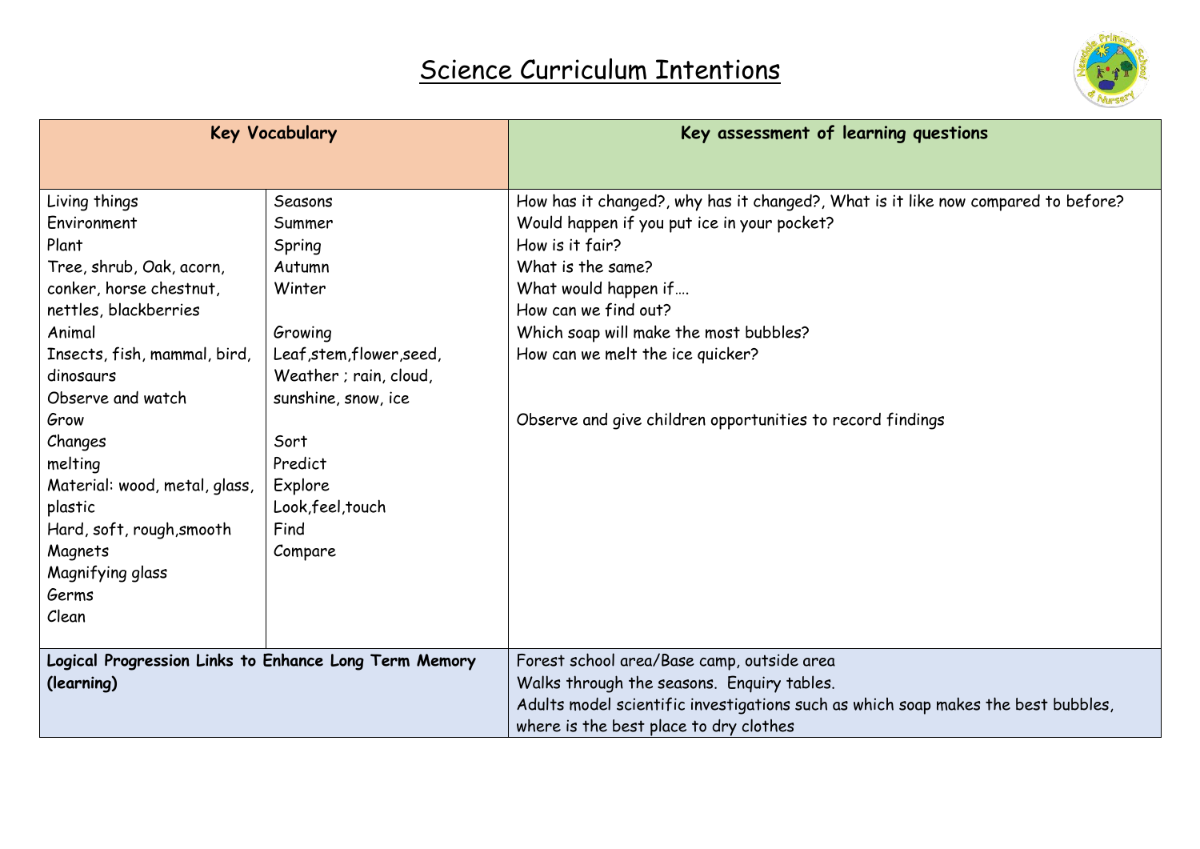# Science Curriculum Intentions

| Key Vocabulary | | Key assessment of learning questions |
|---|---|---|
| Living things<br>Environment<br>Plant<br>Tree, shrub, Oak, acorn, conker, horse chestnut, nettles, blackberries<br>Animal<br>Insects, fish, mammal, bird, dinosaurs<br>Observe and watch<br>Grow<br>Changes<br>melting<br>Material: wood, metal, glass, plastic<br>Hard, soft, rough,smooth<br>Magnets<br>Magnifying glass<br>Germs<br>Clean | Seasons<br>Summer<br>Spring<br>Autumn<br>Winter<br><br>Growing<br>Leaf,stem,flower,seed,<br>Weather ; rain, cloud, sunshine, snow, ice<br><br>Sort<br>Predict<br>Explore<br>Look,feel,touch<br>Find<br>Compare | How has it changed?, why has it changed?, What is it like now compared to before?<br>Would happen if you put ice in your pocket?<br>How is it fair?<br>What is the same?<br>What would happen if….<br>How can we find out?<br>Which soap will make the most bubbles?<br>How can we melt the ice quicker?<br><br>Observe and give children opportunities to record findings |
| **Logical Progression Links to Enhance Long Term Memory (learning)** | | Forest school area/Base camp, outside area<br>Walks through the seasons. Enquiry tables.<br>Adults model scientific investigations such as which soap makes the best bubbles, where is the best place to dry clothes |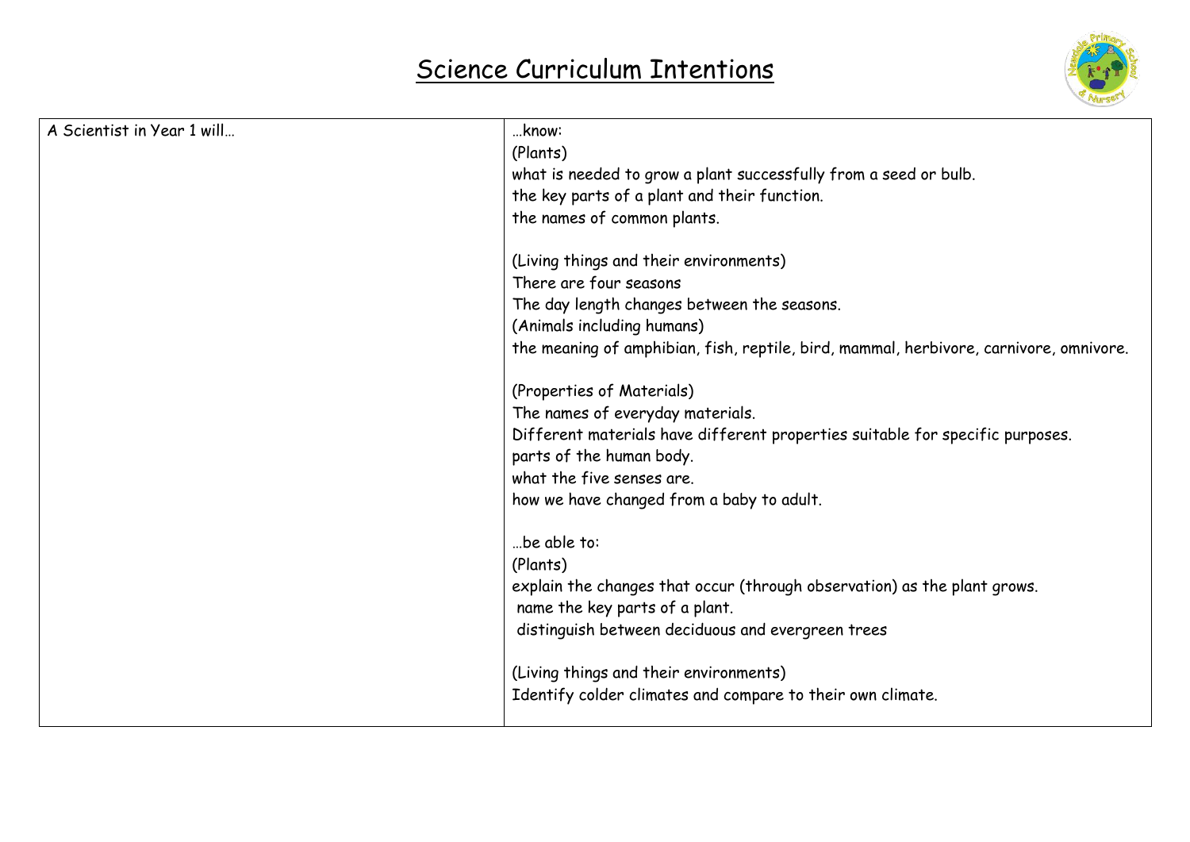# Science Curriculum Intentions

| A Scientist in Year 1 will… | …know:<br>(Plants)<br>what is needed to grow a plant successfully from a seed or bulb.<br>the key parts of a plant and their function.<br>the names of common plants.<br><br>(Living things and their environments)<br>There are four seasons<br>The day length changes between the seasons.<br>(Animals including humans)<br>the meaning of amphibian, fish, reptile, bird, mammal, herbivore, carnivore, omnivore.<br><br>(Properties of Materials)<br>The names of everyday materials.<br>Different materials have different properties suitable for specific purposes.<br>parts of the human body.<br>what the five senses are.<br>how we have changed from a baby to adult.<br><br>…be able to:<br>(Plants)<br>explain the changes that occur (through observation) as the plant grows.<br>name the key parts of a plant.<br>distinguish between deciduous and evergreen trees<br><br>(Living things and their environments)<br>Identify colder climates and compare to their own climate. |
|---|---|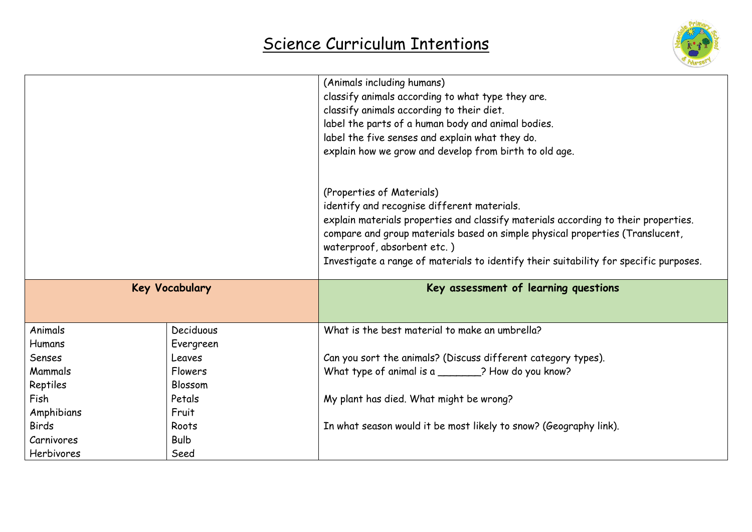# Science Curriculum Intentions

| | | |
|---|---|---|
| | | (Animals including humans)<br>classify animals according to what type they are.<br>classify animals according to their diet.<br>label the parts of a human body and animal bodies.<br>label the five senses and explain what they do.<br>explain how we grow and develop from birth to old age.<br><br>(Properties of Materials)<br>identify and recognise different materials.<br>explain materials properties and classify materials according to their properties.<br>compare and group materials based on simple physical properties (Translucent, waterproof, absorbent etc. )<br>Investigate a range of materials to identify their suitability for specific purposes. |
| **Key Vocabulary** | | **Key assessment of learning questions** |
| Animals<br>Humans<br>Senses<br>Mammals<br>Reptiles<br>Fish<br>Amphibians<br>Birds<br>Carnivores<br>Herbivores | Deciduous<br>Evergreen<br>Leaves<br>Flowers<br>Blossom<br>Petals<br>Fruit<br>Roots<br>Bulb<br>Seed | What is the best material to make an umbrella?<br><br>Can you sort the animals? (Discuss different category types).<br>What type of animal is a _______? How do you know?<br><br>My plant has died. What might be wrong?<br><br>In what season would it be most likely to snow? (Geography link). |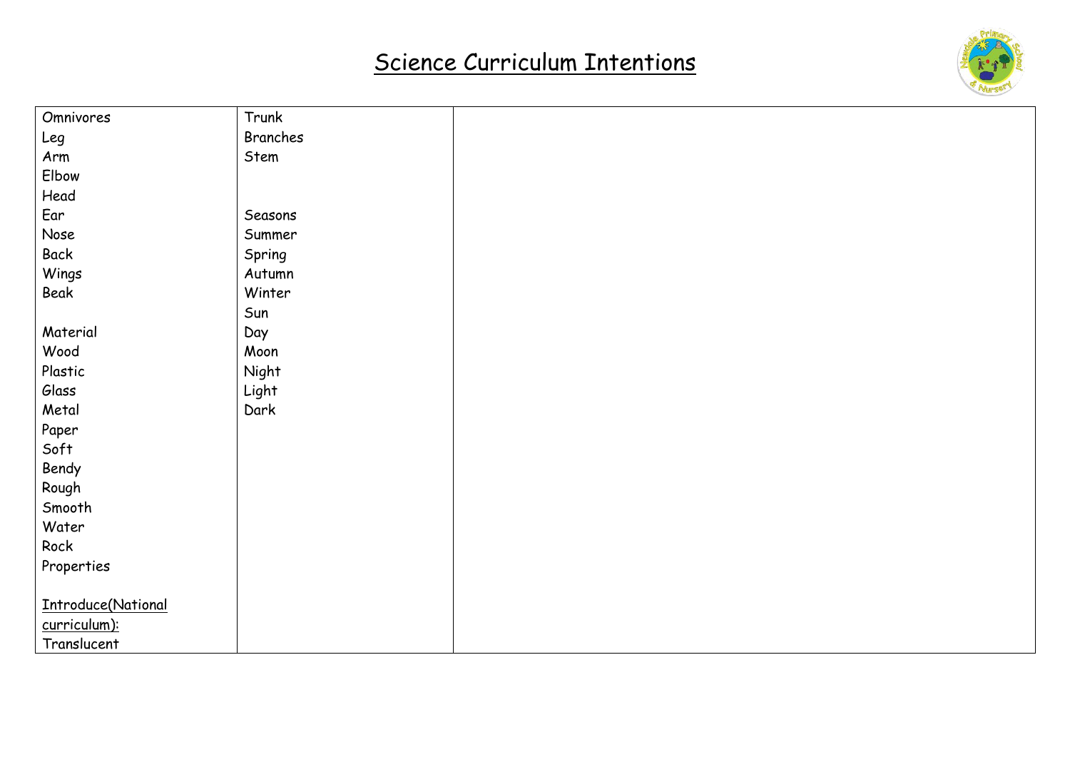# Science Curriculum Intentions

| | | |
|---|---|---|
| Omnivores<br>Leg<br>Arm<br>Elbow<br>Head<br>Ear<br>Nose<br>Back<br>Wings<br>Beak<br><br>Material<br>Wood<br>Plastic<br>Glass<br>Metal<br>Paper<br>Soft<br>Bendy<br>Rough<br>Smooth<br>Water<br>Rock<br>Properties<br><br><u>Introduce(National curriculum):</u><br>Translucent | Trunk<br>Branches<br>Stem<br><br><br>Seasons<br>Summer<br>Spring<br>Autumn<br>Winter<br>Sun<br>Day<br>Moon<br>Night<br>Light<br>Dark | |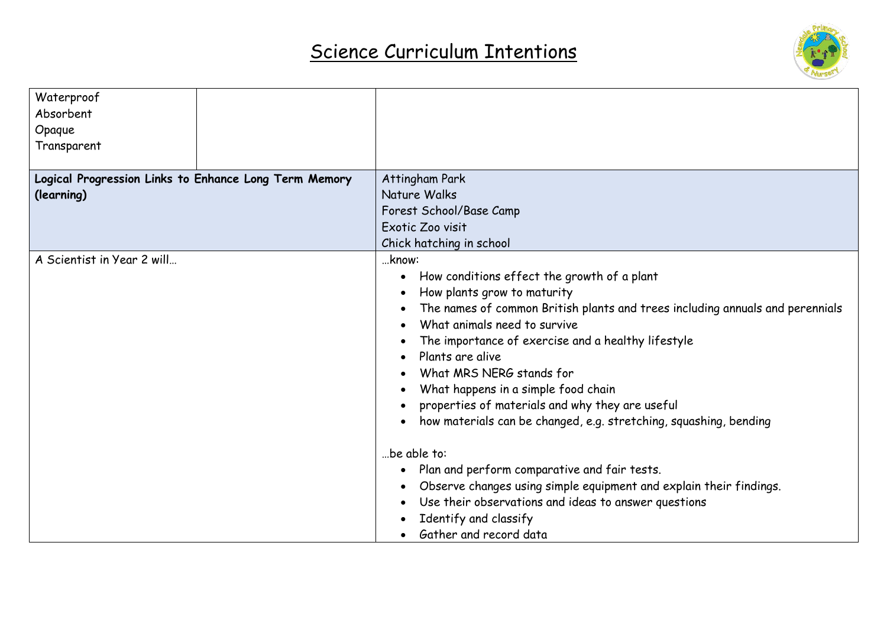# Science Curriculum Intentions

| | | |
|---|---|---|
| Waterproof<br>Absorbent<br>Opaque<br>Transparent | | |
| **Logical Progression Links to Enhance Long Term Memory (learning)** | | Attingham Park<br>Nature Walks<br>Forest School/Base Camp<br>Exotic Zoo visit<br>Chick hatching in school |
| A Scientist in Year 2 will… | | …know:<br>• How conditions effect the growth of a plant<br>• How plants grow to maturity<br>• The names of common British plants and trees including annuals and perennials<br>• What animals need to survive<br>• The importance of exercise and a healthy lifestyle<br>• Plants are alive<br>• What MRS NERG stands for<br>• What happens in a simple food chain<br>• properties of materials and why they are useful<br>• how materials can be changed, e.g. stretching, squashing, bending<br><br>…be able to:<br>• Plan and perform comparative and fair tests.<br>• Observe changes using simple equipment and explain their findings.<br>• Use their observations and ideas to answer questions<br>• Identify and classify<br>• Gather and record data |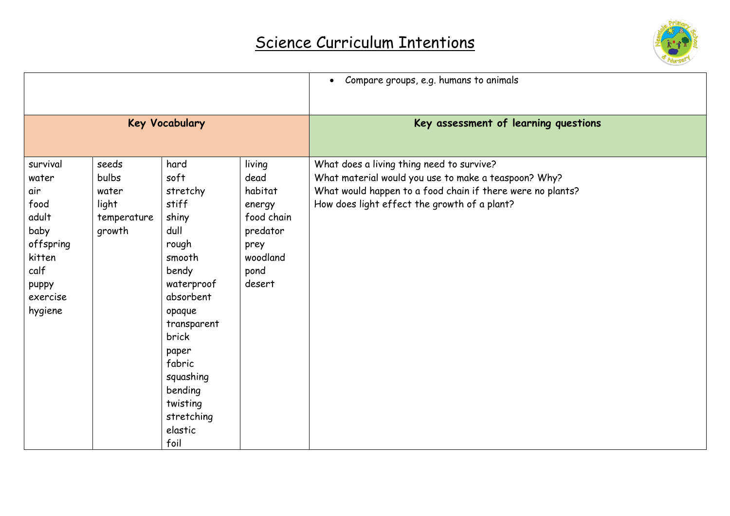# Science Curriculum Intentions

| | | | | |
|---|---|---|---|---|
| | | | | • Compare groups, e.g. humans to animals |
| **Key Vocabulary** | | | | **Key assessment of learning questions** |
| survival<br>water<br>air<br>food<br>adult<br>baby<br>offspring<br>kitten<br>calf<br>puppy<br>exercise<br>hygiene | seeds<br>bulbs<br>water<br>light<br>temperature<br>growth | hard<br>soft<br>stretchy<br>stiff<br>shiny<br>dull<br>rough<br>smooth<br>bendy<br>waterproof<br>absorbent<br>opaque<br>transparent<br>brick<br>paper<br>fabric<br>squashing<br>bending<br>twisting<br>stretching<br>elastic<br>foil | living<br>dead<br>habitat<br>energy<br>food chain<br>predator<br>prey<br>woodland<br>pond<br>desert | What does a living thing need to survive?<br>What material would you use to make a teaspoon? Why?<br>What would happen to a food chain if there were no plants?<br>How does light effect the growth of a plant? |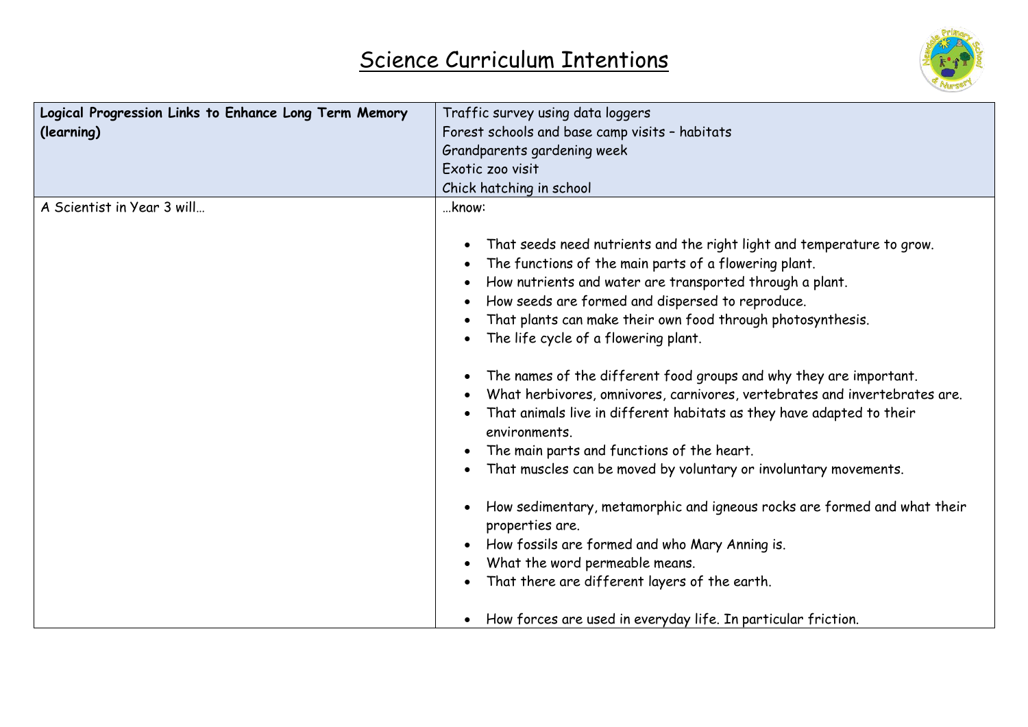# Science Curriculum Intentions

| **Logical Progression Links to Enhance Long Term Memory (learning)** | Traffic survey using data loggers<br>Forest schools and base camp visits – habitats<br>Grandparents gardening week<br>Exotic zoo visit<br>Chick hatching in school |
|---|---|
| A Scientist in Year 3 will… | …know:<br><br>• That seeds need nutrients and the right light and temperature to grow.<br>• The functions of the main parts of a flowering plant.<br>• How nutrients and water are transported through a plant.<br>• How seeds are formed and dispersed to reproduce.<br>• That plants can make their own food through photosynthesis.<br>• The life cycle of a flowering plant.<br><br>• The names of the different food groups and why they are important.<br>• What herbivores, omnivores, carnivores, vertebrates and invertebrates are.<br>• That animals live in different habitats as they have adapted to their environments.<br>• The main parts and functions of the heart.<br>• That muscles can be moved by voluntary or involuntary movements.<br><br>• How sedimentary, metamorphic and igneous rocks are formed and what their properties are.<br>• How fossils are formed and who Mary Anning is.<br>• What the word permeable means.<br>• That there are different layers of the earth.<br><br>• How forces are used in everyday life. In particular friction. |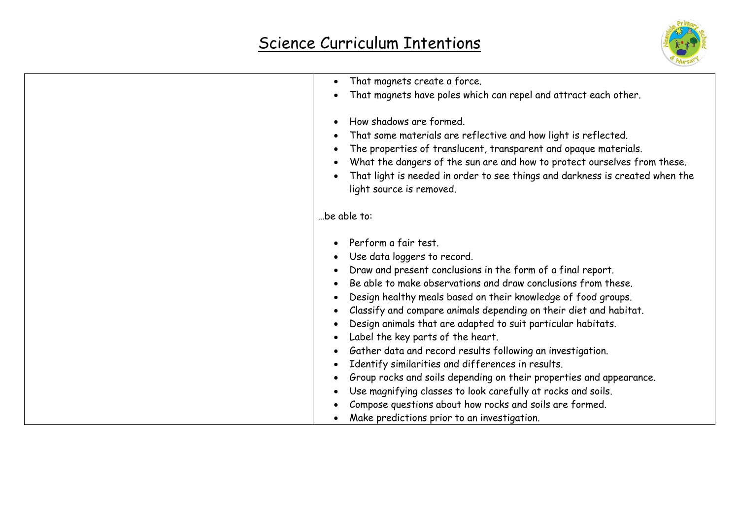# Science Curriculum Intentions

| | |
|---|---|
| | • That magnets create a force.<br>• That magnets have poles which can repel and attract each other.<br><br>• How shadows are formed.<br>• That some materials are reflective and how light is reflected.<br>• The properties of translucent, transparent and opaque materials.<br>• What the dangers of the sun are and how to protect ourselves from these.<br>• That light is needed in order to see things and darkness is created when the light source is removed.<br><br>…be able to:<br><br>• Perform a fair test.<br>• Use data loggers to record.<br>• Draw and present conclusions in the form of a final report.<br>• Be able to make observations and draw conclusions from these.<br>• Design healthy meals based on their knowledge of food groups.<br>• Classify and compare animals depending on their diet and habitat.<br>• Design animals that are adapted to suit particular habitats.<br>• Label the key parts of the heart.<br>• Gather data and record results following an investigation.<br>• Identify similarities and differences in results.<br>• Group rocks and soils depending on their properties and appearance.<br>• Use magnifying classes to look carefully at rocks and soils.<br>• Compose questions about how rocks and soils are formed.<br>• Make predictions prior to an investigation. |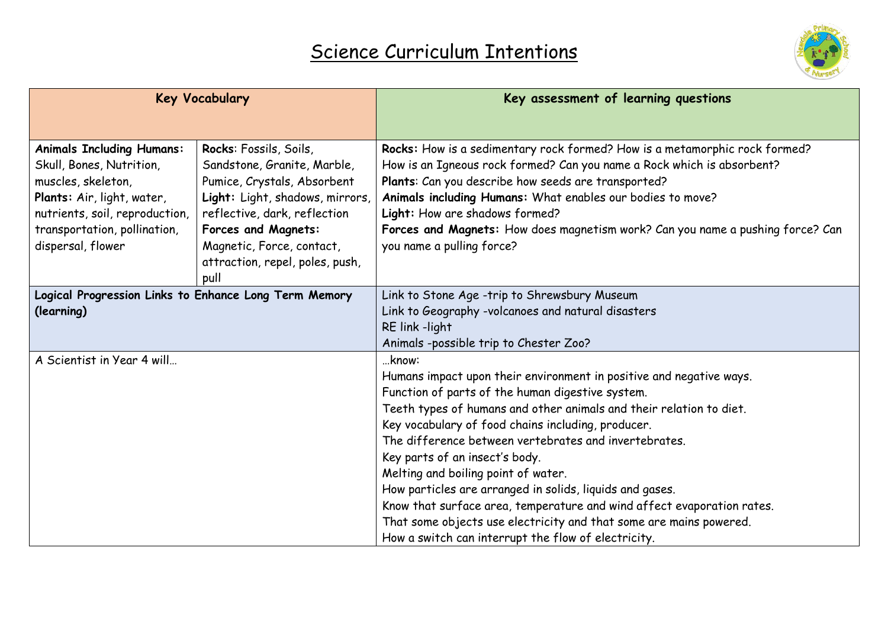# Science Curriculum Intentions

| Key Vocabulary | | Key assessment of learning questions |
|---|---|---|
| **Animals Including Humans:** Skull, Bones, Nutrition, muscles, skeleton,<br>**Plants:** Air, light, water, nutrients, soil, reproduction, transportation, pollination, dispersal, flower | **Rocks**: Fossils, Soils, Sandstone, Granite, Marble, Pumice, Crystals, Absorbent<br>**Light:** Light, shadows, mirrors, reflective, dark, reflection<br>**Forces and Magnets:** Magnetic, Force, contact, attraction, repel, poles, push, pull | **Rocks:** How is a sedimentary rock formed? How is a metamorphic rock formed? How is an Igneous rock formed? Can you name a Rock which is absorbent?<br>**Plants**: Can you describe how seeds are transported?<br>**Animals including Humans:** What enables our bodies to move?<br>**Light:** How are shadows formed?<br>**Forces and Magnets:** How does magnetism work? Can you name a pushing force? Can you name a pulling force? |
| **Logical Progression Links to Enhance Long Term Memory (learning)** | | Link to Stone Age -trip to Shrewsbury Museum<br>Link to Geography -volcanoes and natural disasters<br>RE link -light<br>Animals -possible trip to Chester Zoo? |
| A Scientist in Year 4 will… | | …know:<br>Humans impact upon their environment in positive and negative ways.<br>Function of parts of the human digestive system.<br>Teeth types of humans and other animals and their relation to diet.<br>Key vocabulary of food chains including, producer.<br>The difference between vertebrates and invertebrates.<br>Key parts of an insect's body.<br>Melting and boiling point of water.<br>How particles are arranged in solids, liquids and gases.<br>Know that surface area, temperature and wind affect evaporation rates.<br>That some objects use electricity and that some are mains powered.<br>How a switch can interrupt the flow of electricity. |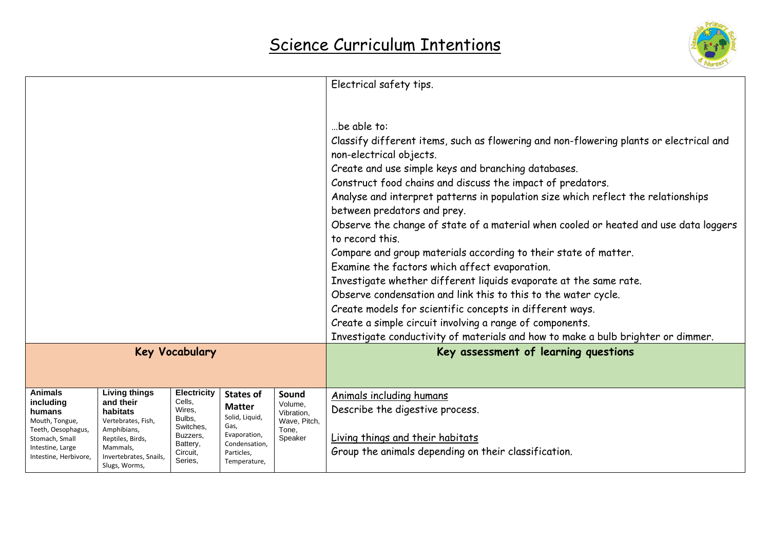# Science Curriculum Intentions

Electrical safety tips.

…be able to:

Classify different items, such as flowering and non-flowering plants or electrical and non-electrical objects.

Create and use simple keys and branching databases.

Construct food chains and discuss the impact of predators.

Analyse and interpret patterns in population size which reflect the relationships between predators and prey.

Observe the change of state of a material when cooled or heated and use data loggers to record this.

Compare and group materials according to their state of matter.

Examine the factors which affect evaporation.

Investigate whether different liquids evaporate at the same rate.

Observe condensation and link this to this to the water cycle.

Create models for scientific concepts in different ways.

Create a simple circuit involving a range of components.

Investigate conductivity of materials and how to make a bulb brighter or dimmer.

## Key Vocabulary

| Animals including humans | Living things and their habitats | Electricity | States of Matter | Sound |
|---|---|---|---|---|
| Mouth, Tongue, Teeth, Oesophagus, Stomach, Small Intestine, Large Intestine, Herbivore, | Vertebrates, Fish, Amphibians, Reptiles, Birds, Mammals, Invertebrates, Snails, Slugs, Worms, | Cells, Wires, Bulbs, Switches, Buzzers, Battery, Circuit, Series, | Solid, Liquid, Gas, Evaporation, Condensation, Particles, Temperature, | Volume, Vibration, Wave, Pitch, Tone, Speaker |

## Key assessment of learning questions

Animals including humans

Describe the digestive process.

Living things and their habitats

Group the animals depending on their classification.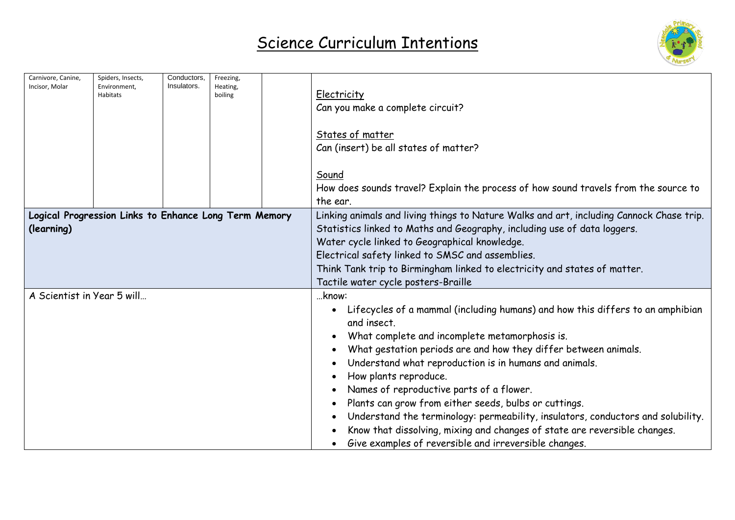# Science Curriculum Intentions

| | | | | | |
|---|---|---|---|---|---|
| Carnivore, Canine, Incisor, Molar | Spiders, Insects, Environment, Habitats | Conductors, Insulators. | Freezing, Heating, boiling | | Electricity<br>Can you make a complete circuit?<br><br>States of matter<br>Can (insert) be all states of matter?<br><br>Sound<br>How does sounds travel? Explain the process of how sound travels from the source to the ear. |
| **Logical Progression Links to Enhance Long Term Memory (learning)** | | | | | Linking animals and living things to Nature Walks and art, including Cannock Chase trip.<br>Statistics linked to Maths and Geography, including use of data loggers.<br>Water cycle linked to Geographical knowledge.<br>Electrical safety linked to SMSC and assemblies.<br>Think Tank trip to Birmingham linked to electricity and states of matter.<br>Tactile water cycle posters-Braille |
| A Scientist in Year 5 will… | | | | | …know:<br>• Lifecycles of a mammal (including humans) and how this differs to an amphibian and insect.<br>• What complete and incomplete metamorphosis is.<br>• What gestation periods are and how they differ between animals.<br>• Understand what reproduction is in humans and animals.<br>• How plants reproduce.<br>• Names of reproductive parts of a flower.<br>• Plants can grow from either seeds, bulbs or cuttings.<br>• Understand the terminology: permeability, insulators, conductors and solubility.<br>• Know that dissolving, mixing and changes of state are reversible changes.<br>• Give examples of reversible and irreversible changes. |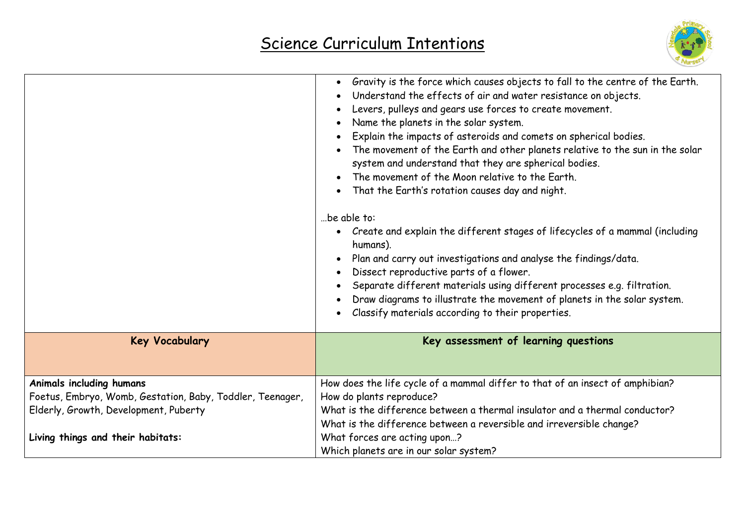# Science Curriculum Intentions

| | |
|---|---|
| | • Gravity is the force which causes objects to fall to the centre of the Earth.<br>• Understand the effects of air and water resistance on objects.<br>• Levers, pulleys and gears use forces to create movement.<br>• Name the planets in the solar system.<br>• Explain the impacts of asteroids and comets on spherical bodies.<br>• The movement of the Earth and other planets relative to the sun in the solar system and understand that they are spherical bodies.<br>• The movement of the Moon relative to the Earth.<br>• That the Earth's rotation causes day and night.<br><br>…be able to:<br>• Create and explain the different stages of lifecycles of a mammal (including humans).<br>• Plan and carry out investigations and analyse the findings/data.<br>• Dissect reproductive parts of a flower.<br>• Separate different materials using different processes e.g. filtration.<br>• Draw diagrams to illustrate the movement of planets in the solar system.<br>• Classify materials according to their properties. |
| **Key Vocabulary** | **Key assessment of learning questions** |
| **Animals including humans**<br>Foetus, Embryo, Womb, Gestation, Baby, Toddler, Teenager, Elderly, Growth, Development, Puberty<br><br>**Living things and their habitats:** | How does the life cycle of a mammal differ to that of an insect of amphibian?<br>How do plants reproduce?<br>What is the difference between a thermal insulator and a thermal conductor?<br>What is the difference between a reversible and irreversible change?<br>What forces are acting upon…?<br>Which planets are in our solar system? |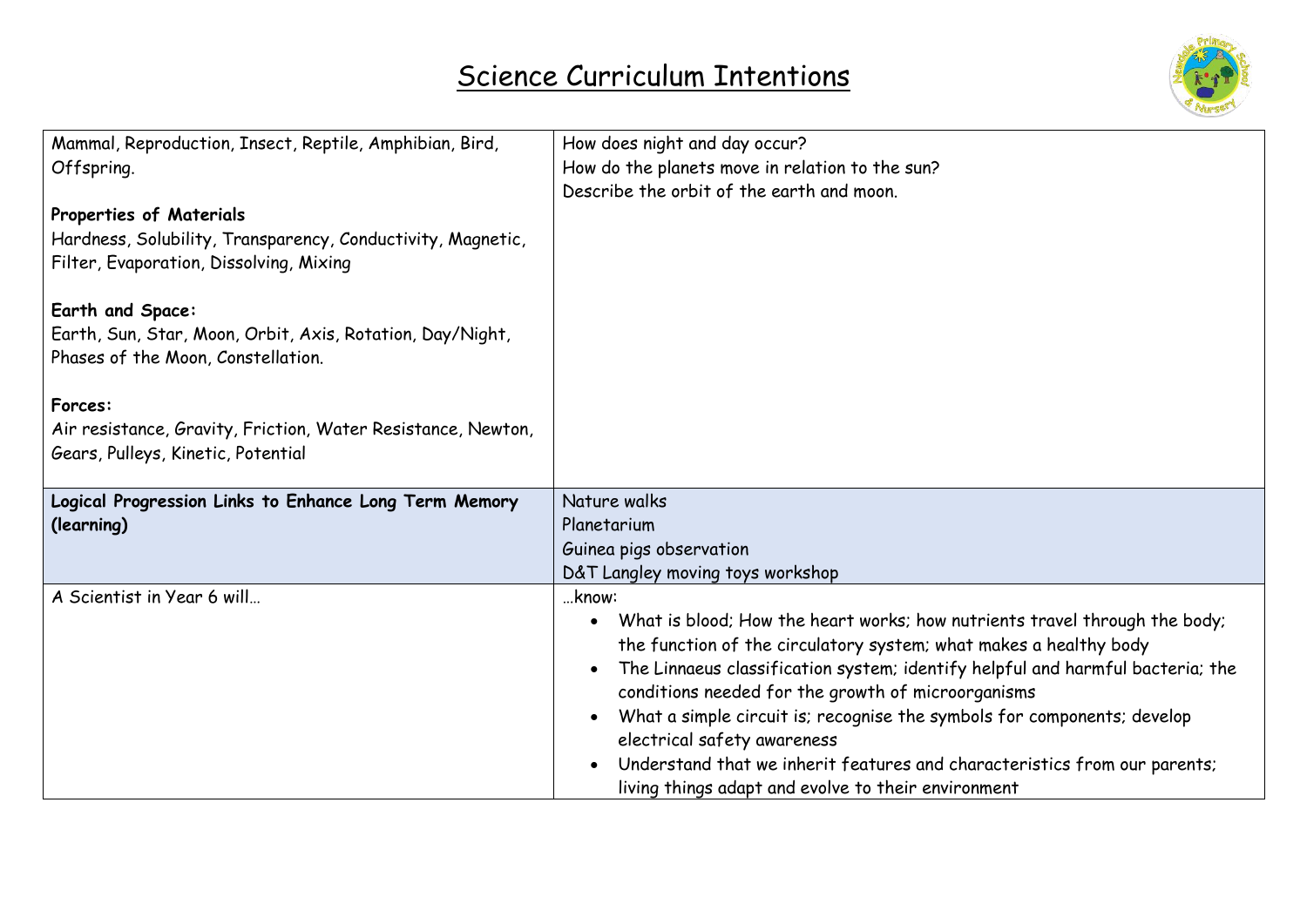# Science Curriculum Intentions

| | |
|---|---|
| Mammal, Reproduction, Insect, Reptile, Amphibian, Bird, Offspring.<br><br>**Properties of Materials**<br>Hardness, Solubility, Transparency, Conductivity, Magnetic, Filter, Evaporation, Dissolving, Mixing<br><br>**Earth and Space:**<br>Earth, Sun, Star, Moon, Orbit, Axis, Rotation, Day/Night, Phases of the Moon, Constellation.<br><br>**Forces:**<br>Air resistance, Gravity, Friction, Water Resistance, Newton, Gears, Pulleys, Kinetic, Potential | How does night and day occur?<br>How do the planets move in relation to the sun?<br>Describe the orbit of the earth and moon. |
| **Logical Progression Links to Enhance Long Term Memory (learning)** | Nature walks<br>Planetarium<br>Guinea pigs observation<br>D&T Langley moving toys workshop |
| A Scientist in Year 6 will… | …know:<br>• What is blood; How the heart works; how nutrients travel through the body; the function of the circulatory system; what makes a healthy body<br>• The Linnaeus classification system; identify helpful and harmful bacteria; the conditions needed for the growth of microorganisms<br>• What a simple circuit is; recognise the symbols for components; develop electrical safety awareness<br>• Understand that we inherit features and characteristics from our parents; living things adapt and evolve to their environment |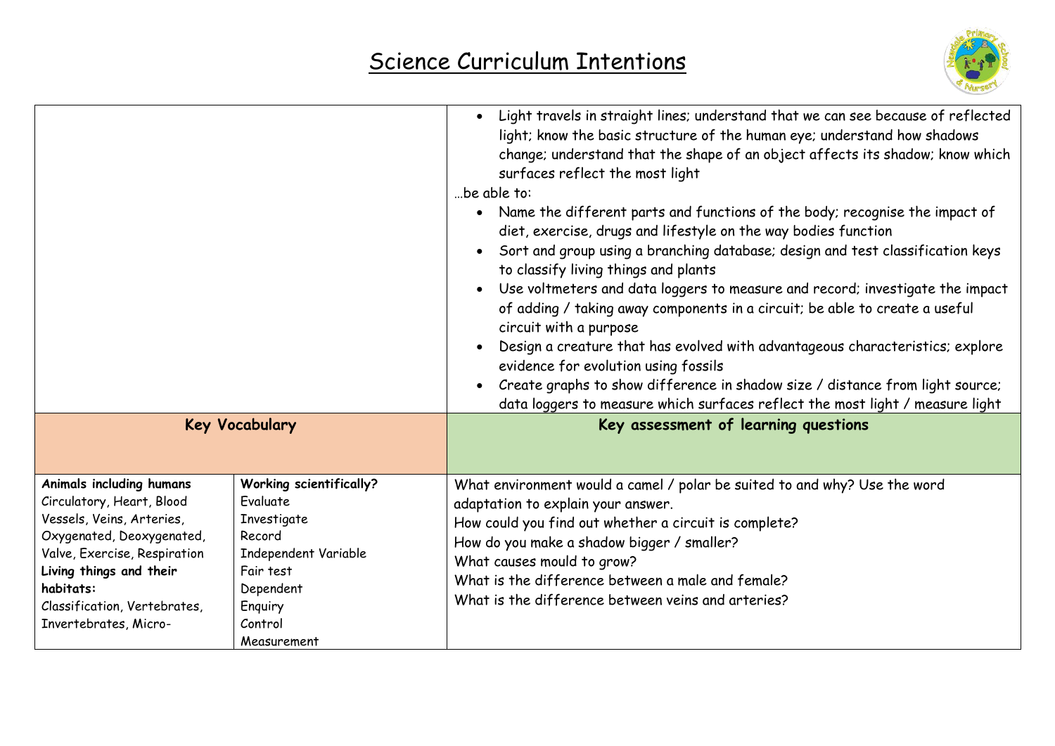# Science Curriculum Intentions

| | | |
|---|---|---|
| | | • Light travels in straight lines; understand that we can see because of reflected light; know the basic structure of the human eye; understand how shadows change; understand that the shape of an object affects its shadow; know which surfaces reflect the most light<br>…be able to:<br>• Name the different parts and functions of the body; recognise the impact of diet, exercise, drugs and lifestyle on the way bodies function<br>• Sort and group using a branching database; design and test classification keys to classify living things and plants<br>• Use voltmeters and data loggers to measure and record; investigate the impact of adding / taking away components in a circuit; be able to create a useful circuit with a purpose<br>• Design a creature that has evolved with advantageous characteristics; explore evidence for evolution using fossils<br>• Create graphs to show difference in shadow size / distance from light source; data loggers to measure which surfaces reflect the most light / measure light |
| **Key Vocabulary** | | **Key assessment of learning questions** |
| **Animals including humans**<br>Circulatory, Heart, Blood Vessels, Veins, Arteries, Oxygenated, Deoxygenated, Valve, Exercise, Respiration<br>**Living things and their habitats:**<br>Classification, Vertebrates, Invertebrates, Micro- | **Working scientifically?**<br>Evaluate<br>Investigate<br>Record<br>Independent Variable<br>Fair test<br>Dependent<br>Enquiry<br>Control<br>Measurement | What environment would a camel / polar be suited to and why? Use the word adaptation to explain your answer.<br>How could you find out whether a circuit is complete?<br>How do you make a shadow bigger / smaller?<br>What causes mould to grow?<br>What is the difference between a male and female?<br>What is the difference between veins and arteries? |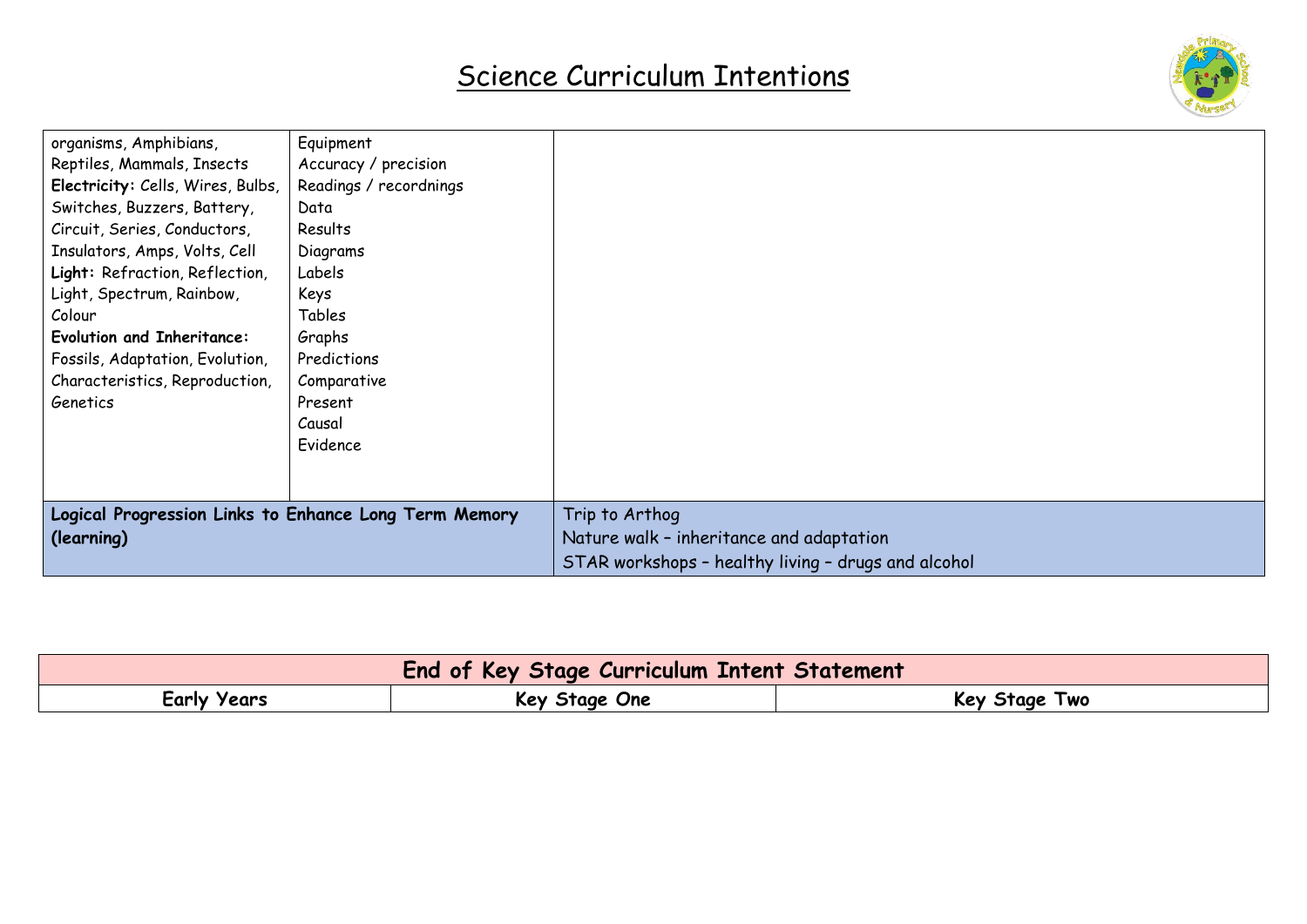# Science Curriculum Intentions

| | | |
|---|---|---|
| organisms, Amphibians, Reptiles, Mammals, Insects **Electricity:** Cells, Wires, Bulbs, Switches, Buzzers, Battery, Circuit, Series, Conductors, Insulators, Amps, Volts, Cell **Light:** Refraction, Reflection, Light, Spectrum, Rainbow, Colour **Evolution and Inheritance:** Fossils, Adaptation, Evolution, Characteristics, Reproduction, Genetics | Equipment<br>Accuracy / precision<br>Readings / recordnings<br>Data<br>Results<br>Diagrams<br>Labels<br>Keys<br>Tables<br>Graphs<br>Predictions<br>Comparative<br>Present<br>Causal<br>Evidence | |
| **Logical Progression Links to Enhance Long Term Memory (learning)** | | Trip to Arthog<br>Nature walk – inheritance and adaptation<br>STAR workshops – healthy living – drugs and alcohol |

| **End of Key Stage Curriculum Intent Statement** | | |
|---|---|---|
| **Early Years** | **Key Stage One** | **Key Stage Two** |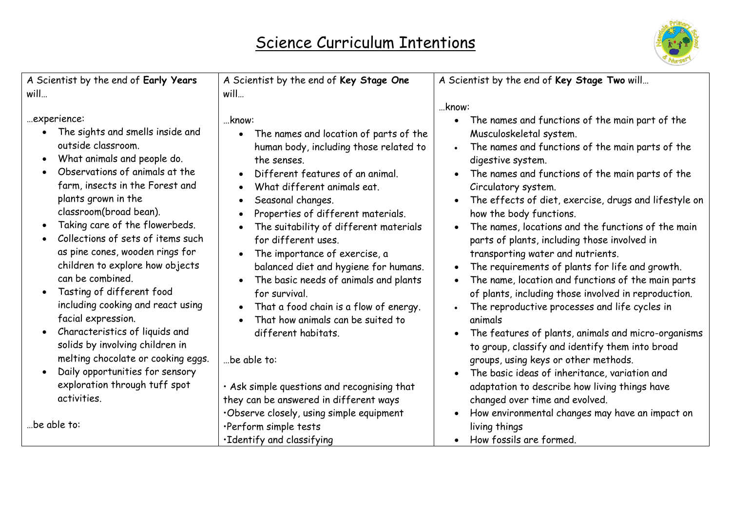# Science Curriculum Intentions

| A Scientist by the end of **Early Years** will… | A Scientist by the end of **Key Stage One** will… | A Scientist by the end of **Key Stage Two** will… |
|---|---|---|
| …experience:<br>• The sights and smells inside and outside classroom.<br>• What animals and people do.<br>• Observations of animals at the farm, insects in the Forest and plants grown in the classroom(broad bean).<br>• Taking care of the flowerbeds.<br>• Collections of sets of items such as pine cones, wooden rings for children to explore how objects can be combined.<br>• Tasting of different food including cooking and react using facial expression.<br>• Characteristics of liquids and solids by involving children in melting chocolate or cooking eggs.<br>• Daily opportunities for sensory exploration through tuff spot activities.<br><br>…be able to: | …know:<br>• The names and location of parts of the human body, including those related to the senses.<br>• Different features of an animal.<br>• What different animals eat.<br>• Seasonal changes.<br>• Properties of different materials.<br>• The suitability of different materials for different uses.<br>• The importance of exercise, a balanced diet and hygiene for humans.<br>• The basic needs of animals and plants for survival.<br>• That a food chain is a flow of energy.<br>• That how animals can be suited to different habitats.<br><br>…be able to:<br><br>• Ask simple questions and recognising that they can be answered in different ways<br>•Observe closely, using simple equipment<br>•Perform simple tests<br>•Identify and classifying | …know:<br>• The names and functions of the main part of the Musculoskeletal system.<br>• The names and functions of the main parts of the digestive system.<br>• The names and functions of the main parts of the Circulatory system.<br>• The effects of diet, exercise, drugs and lifestyle on how the body functions.<br>• The names, locations and the functions of the main parts of plants, including those involved in transporting water and nutrients.<br>• The requirements of plants for life and growth.<br>• The name, location and functions of the main parts of plants, including those involved in reproduction.<br>• The reproductive processes and life cycles in animals<br>• The features of plants, animals and micro-organisms to group, classify and identify them into broad groups, using keys or other methods.<br>• The basic ideas of inheritance, variation and adaptation to describe how living things have changed over time and evolved.<br>• How environmental changes may have an impact on living things<br>• How fossils are formed. |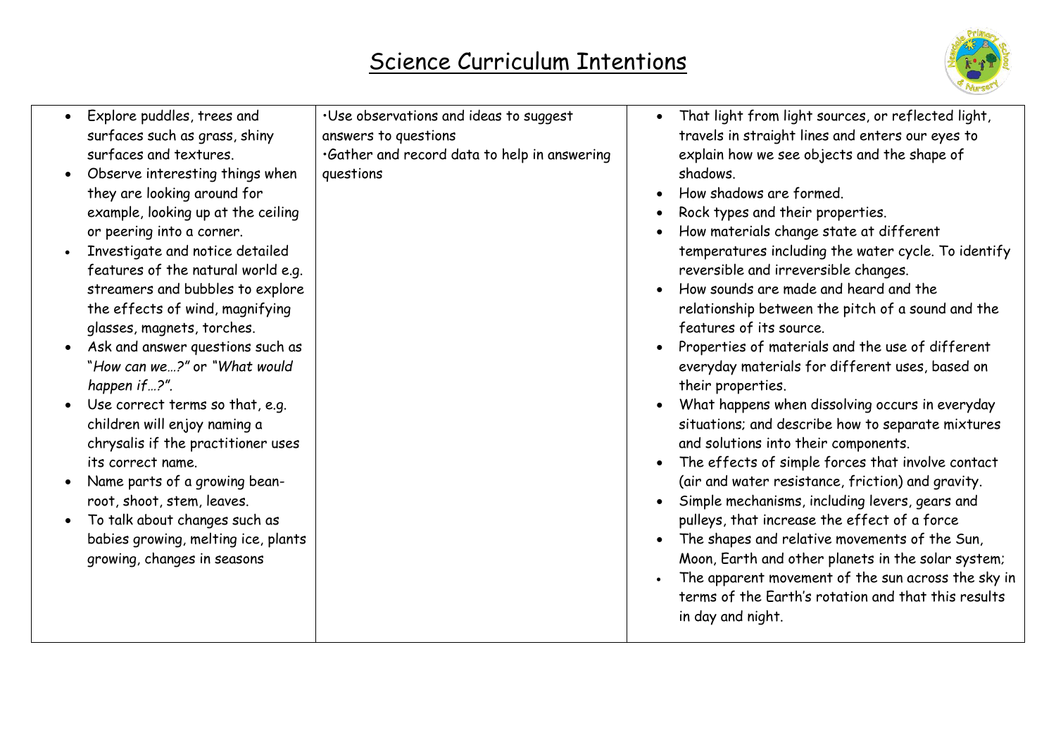# Science Curriculum Intentions

| | | |
|---|---|---|
| • Explore puddles, trees and surfaces such as grass, shiny surfaces and textures.<br>• Observe interesting things when they are looking around for example, looking up at the ceiling or peering into a corner.<br>• Investigate and notice detailed features of the natural world e.g. streamers and bubbles to explore the effects of wind, magnifying glasses, magnets, torches.<br>• Ask and answer questions such as "*How can we…?*" or "*What would happen if…?*".<br>• Use correct terms so that, e.g. children will enjoy naming a chrysalis if the practitioner uses its correct name.<br>• Name parts of a growing bean-root, shoot, stem, leaves.<br>• To talk about changes such as babies growing, melting ice, plants growing, changes in seasons | ·Use observations and ideas to suggest answers to questions<br>·Gather and record data to help in answering questions | • That light from light sources, or reflected light, travels in straight lines and enters our eyes to explain how we see objects and the shape of shadows.<br>• How shadows are formed.<br>• Rock types and their properties.<br>• How materials change state at different temperatures including the water cycle. To identify reversible and irreversible changes.<br>• How sounds are made and heard and the relationship between the pitch of a sound and the features of its source.<br>• Properties of materials and the use of different everyday materials for different uses, based on their properties.<br>• What happens when dissolving occurs in everyday situations; and describe how to separate mixtures and solutions into their components.<br>• The effects of simple forces that involve contact (air and water resistance, friction) and gravity.<br>• Simple mechanisms, including levers, gears and pulleys, that increase the effect of a force<br>• The shapes and relative movements of the Sun, Moon, Earth and other planets in the solar system;<br>• The apparent movement of the sun across the sky in terms of the Earth's rotation and that this results in day and night. |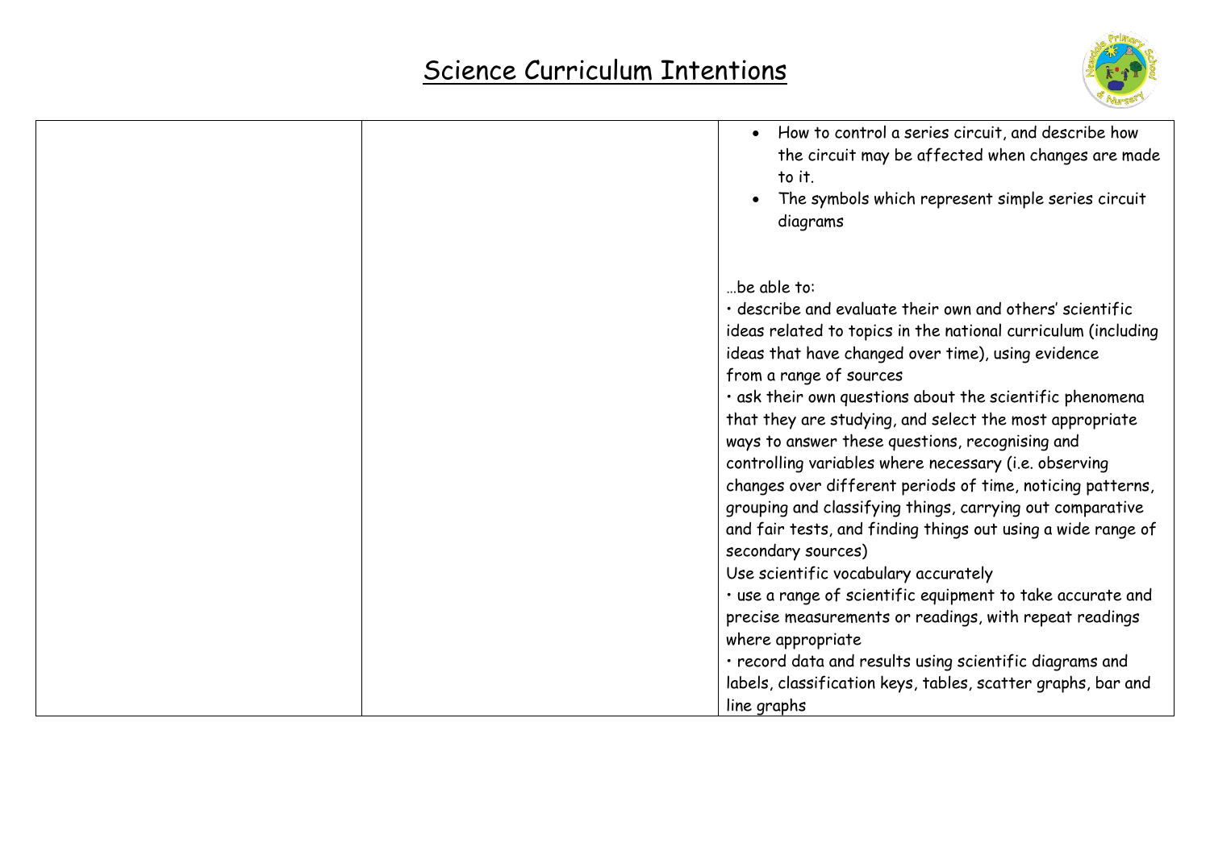# Science Curriculum Intentions

| | | |
|---|---|---|
| | | • How to control a series circuit, and describe how the circuit may be affected when changes are made to it.<br>• The symbols which represent simple series circuit diagrams<br><br>…be able to:<br>• describe and evaluate their own and others' scientific ideas related to topics in the national curriculum (including ideas that have changed over time), using evidence from a range of sources<br>• ask their own questions about the scientific phenomena that they are studying, and select the most appropriate ways to answer these questions, recognising and controlling variables where necessary (i.e. observing changes over different periods of time, noticing patterns, grouping and classifying things, carrying out comparative and fair tests, and finding things out using a wide range of secondary sources)<br>Use scientific vocabulary accurately<br>• use a range of scientific equipment to take accurate and precise measurements or readings, with repeat readings where appropriate<br>• record data and results using scientific diagrams and labels, classification keys, tables, scatter graphs, bar and line graphs |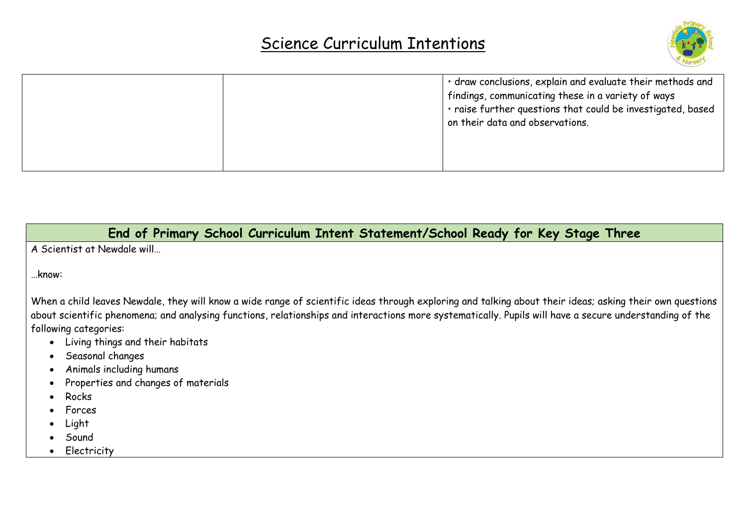# Science Curriculum Intentions

| | | |
|---|---|---|
| | | • draw conclusions, explain and evaluate their methods and findings, communicating these in a variety of ways<br>• raise further questions that could be investigated, based on their data and observations. |

## End of Primary School Curriculum Intent Statement/School Ready for Key Stage Three

A Scientist at Newdale will…

…know:

When a child leaves Newdale, they will know a wide range of scientific ideas through exploring and talking about their ideas; asking their own questions about scientific phenomena; and analysing functions, relationships and interactions more systematically. Pupils will have a secure understanding of the following categories:

- Living things and their habitats
- Seasonal changes
- Animals including humans
- Properties and changes of materials
- Rocks
- Forces
- Light
- Sound
- Electricity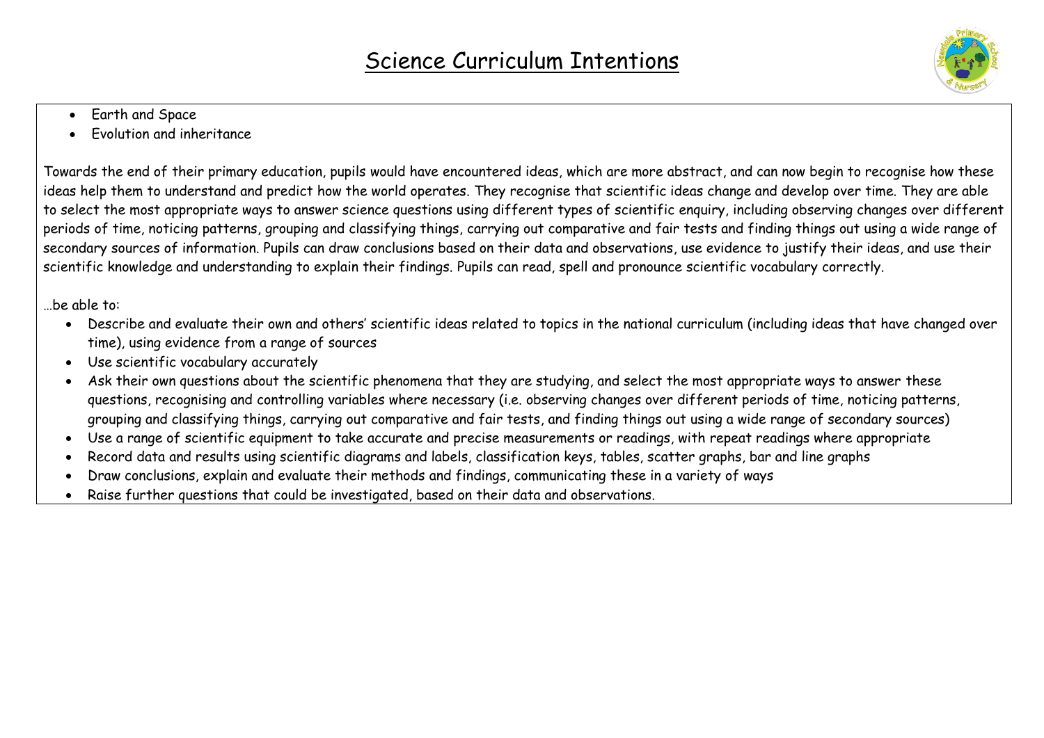# Science Curriculum Intentions

- Earth and Space
- Evolution and inheritance

Towards the end of their primary education, pupils would have encountered ideas, which are more abstract, and can now begin to recognise how these ideas help them to understand and predict how the world operates. They recognise that scientific ideas change and develop over time. They are able to select the most appropriate ways to answer science questions using different types of scientific enquiry, including observing changes over different periods of time, noticing patterns, grouping and classifying things, carrying out comparative and fair tests and finding things out using a wide range of secondary sources of information. Pupils can draw conclusions based on their data and observations, use evidence to justify their ideas, and use their scientific knowledge and understanding to explain their findings. Pupils can read, spell and pronounce scientific vocabulary correctly.

…be able to:

- Describe and evaluate their own and others' scientific ideas related to topics in the national curriculum (including ideas that have changed over time), using evidence from a range of sources
- Use scientific vocabulary accurately
- Ask their own questions about the scientific phenomena that they are studying, and select the most appropriate ways to answer these questions, recognising and controlling variables where necessary (i.e. observing changes over different periods of time, noticing patterns, grouping and classifying things, carrying out comparative and fair tests, and finding things out using a wide range of secondary sources)
- Use a range of scientific equipment to take accurate and precise measurements or readings, with repeat readings where appropriate
- Record data and results using scientific diagrams and labels, classification keys, tables, scatter graphs, bar and line graphs
- Draw conclusions, explain and evaluate their methods and findings, communicating these in a variety of ways
- Raise further questions that could be investigated, based on their data and observations.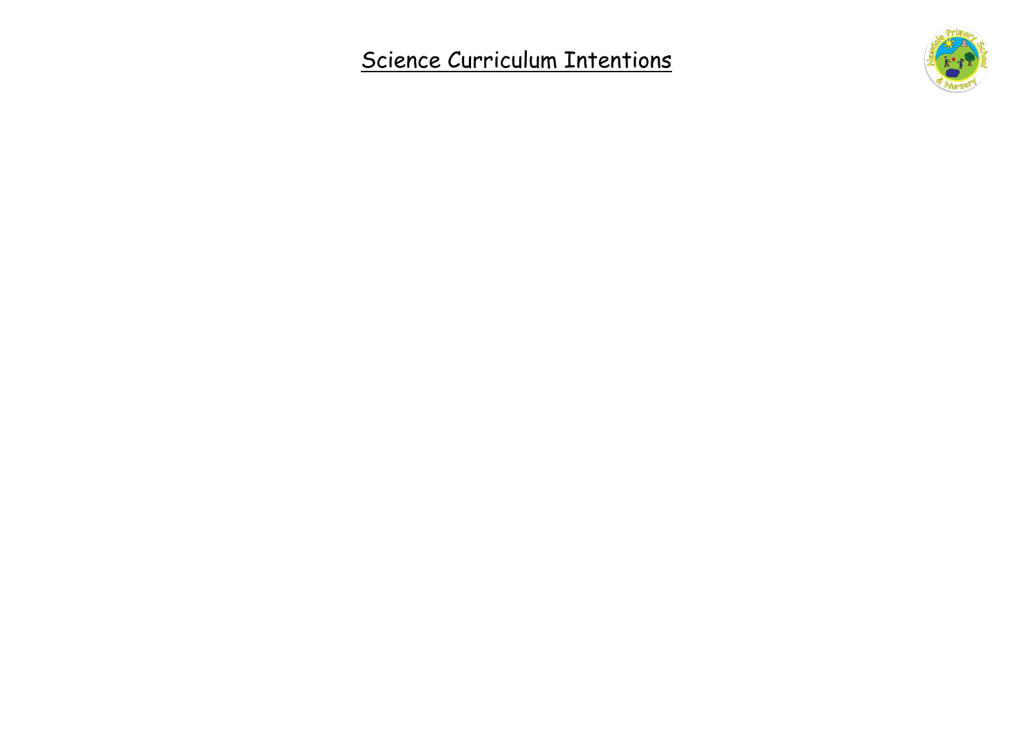# Science Curriculum Intentions